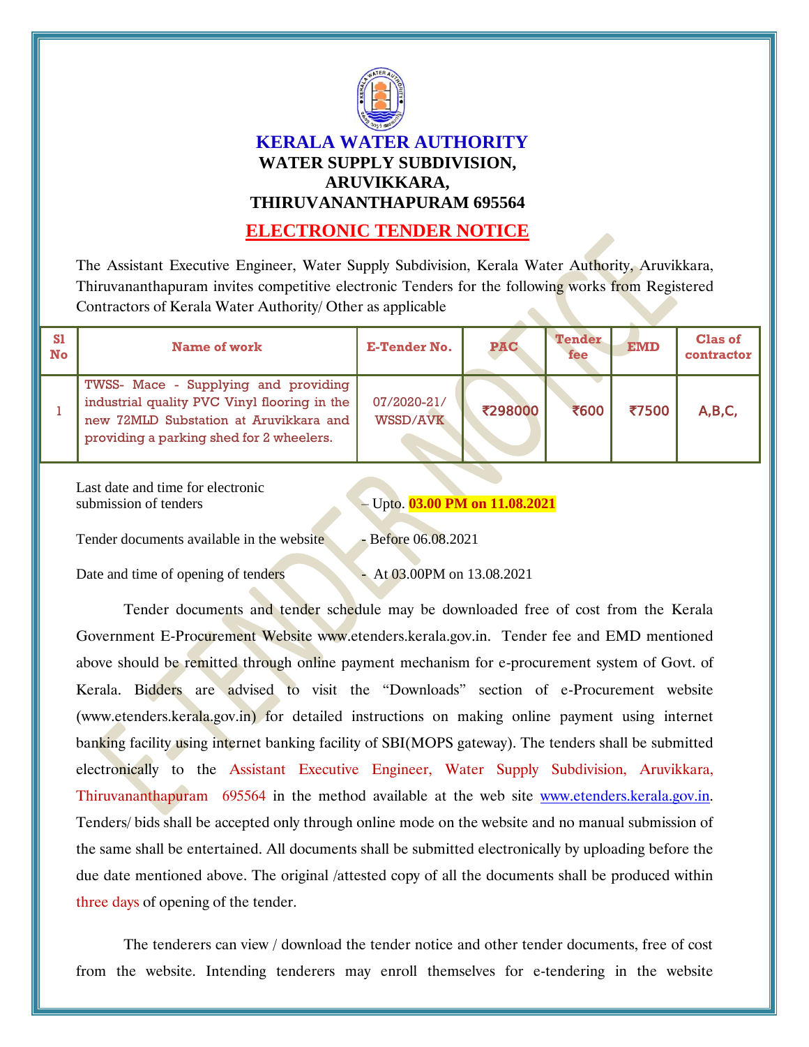# KERALA WATER AUTHORITY

## WATER SUPPLY SUBDIVISION, ARUVIKKARA, THIRUVANANTHAPURAM 695564

## ELECTRONIC TENDER NOTICE

The Assistant Executive Engineer, Water Supply Subdivision, Kerala Water Authority, Aruvikkara, Thiruvananthapuram invites competitive electronic Tenders for the following works from Registered Contractors of Kerala Water Authority/ Other as applicable

| Sl No | Name of work | E-Tender No. | PAC | Tender fee | EMD | Clas of contractor |
|---|---|---|---|---|---|---|
| 1 | TWSS- Mace - Supplying and providing industrial quality PVC Vinyl flooring in the new 72MLD Substation at Aruvikkara and providing a parking shed for 2 wheelers. | 07/2020-21/ WSSD/AVK | ₹298000 | ₹600 | ₹7500 | A,B,C, |

Last date and time for electronic submission of tenders – Upto. **03.00 PM on 11.08.2021**

Tender documents available in the website - Before 06.08.2021

Date and time of opening of tenders - At 03.00PM on 13.08.2021

Tender documents and tender schedule may be downloaded free of cost from the Kerala Government E-Procurement Website www.etenders.kerala.gov.in. Tender fee and EMD mentioned above should be remitted through online payment mechanism for e-procurement system of Govt. of Kerala. Bidders are advised to visit the "Downloads" section of e-Procurement website (www.etenders.kerala.gov.in) for detailed instructions on making online payment using internet banking facility using internet banking facility of SBI(MOPS gateway). The tenders shall be submitted electronically to the Assistant Executive Engineer, Water Supply Subdivision, Aruvikkara, Thiruvananthapuram 695564 in the method available at the web site www.etenders.kerala.gov.in. Tenders/ bids shall be accepted only through online mode on the website and no manual submission of the same shall be entertained. All documents shall be submitted electronically by uploading before the due date mentioned above. The original /attested copy of all the documents shall be produced within three days of opening of the tender.

The tenderers can view / download the tender notice and other tender documents, free of cost from the website. Intending tenderers may enroll themselves for e-tendering in the website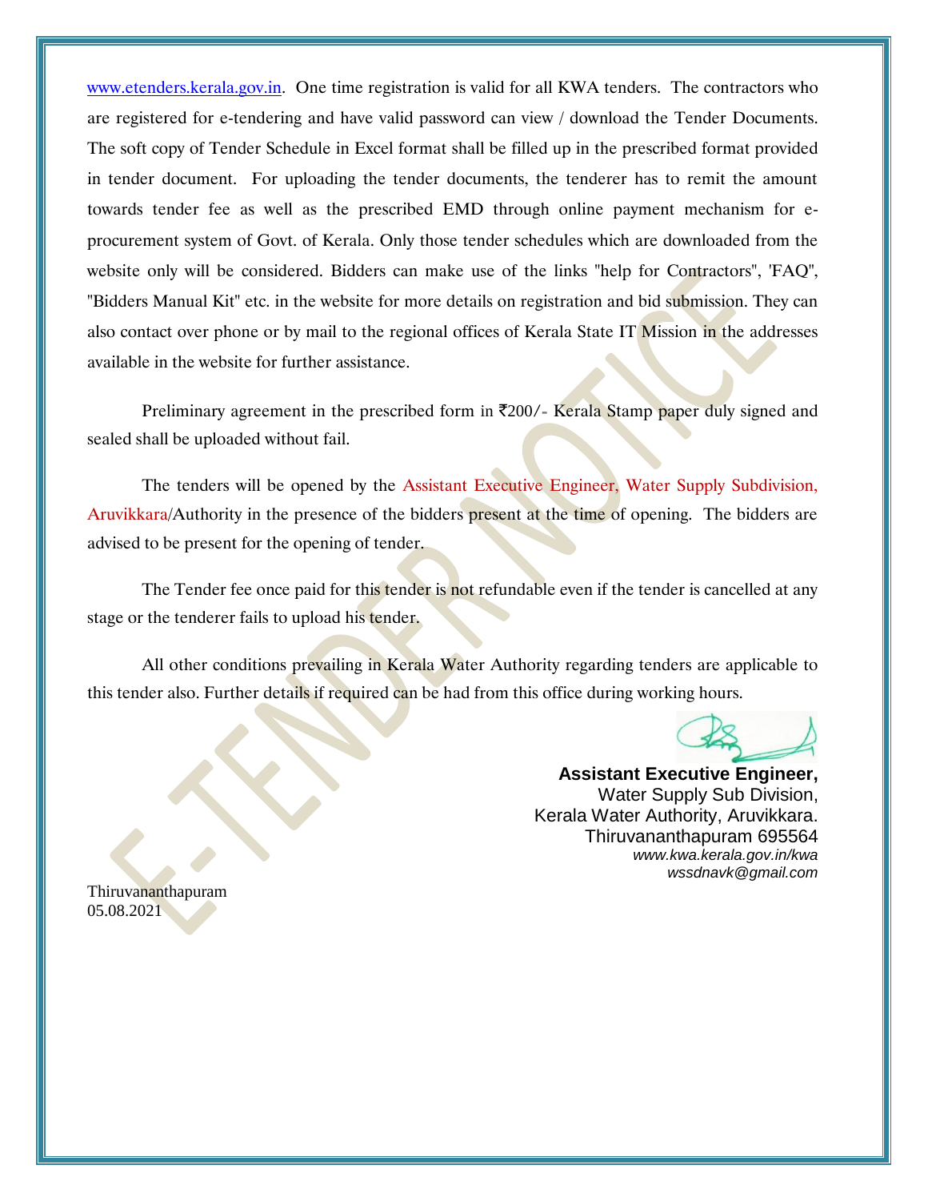www.etenders.kerala.gov.in. One time registration is valid for all KWA tenders. The contractors who are registered for e-tendering and have valid password can view / download the Tender Documents. The soft copy of Tender Schedule in Excel format shall be filled up in the prescribed format provided in tender document. For uploading the tender documents, the tenderer has to remit the amount towards tender fee as well as the prescribed EMD through online payment mechanism for e-procurement system of Govt. of Kerala. Only those tender schedules which are downloaded from the website only will be considered. Bidders can make use of the links "help for Contractors", 'FAQ", "Bidders Manual Kit" etc. in the website for more details on registration and bid submission. They can also contact over phone or by mail to the regional offices of Kerala State IT Mission in the addresses available in the website for further assistance.

Preliminary agreement in the prescribed form in ₹200/- Kerala Stamp paper duly signed and sealed shall be uploaded without fail.

The tenders will be opened by the Assistant Executive Engineer, Water Supply Subdivision, Aruvikkara/Authority in the presence of the bidders present at the time of opening. The bidders are advised to be present for the opening of tender.

The Tender fee once paid for this tender is not refundable even if the tender is cancelled at any stage or the tenderer fails to upload his tender.

All other conditions prevailing in Kerala Water Authority regarding tenders are applicable to this tender also. Further details if required can be had from this office during working hours.

**Assistant Executive Engineer,**
Water Supply Sub Division,
Kerala Water Authority, Aruvikkara.
Thiruvananthapuram 695564
*www.kwa.kerala.gov.in/kwa*
*wssdnavk@gmail.com*

Thiruvananthapuram
05.08.2021